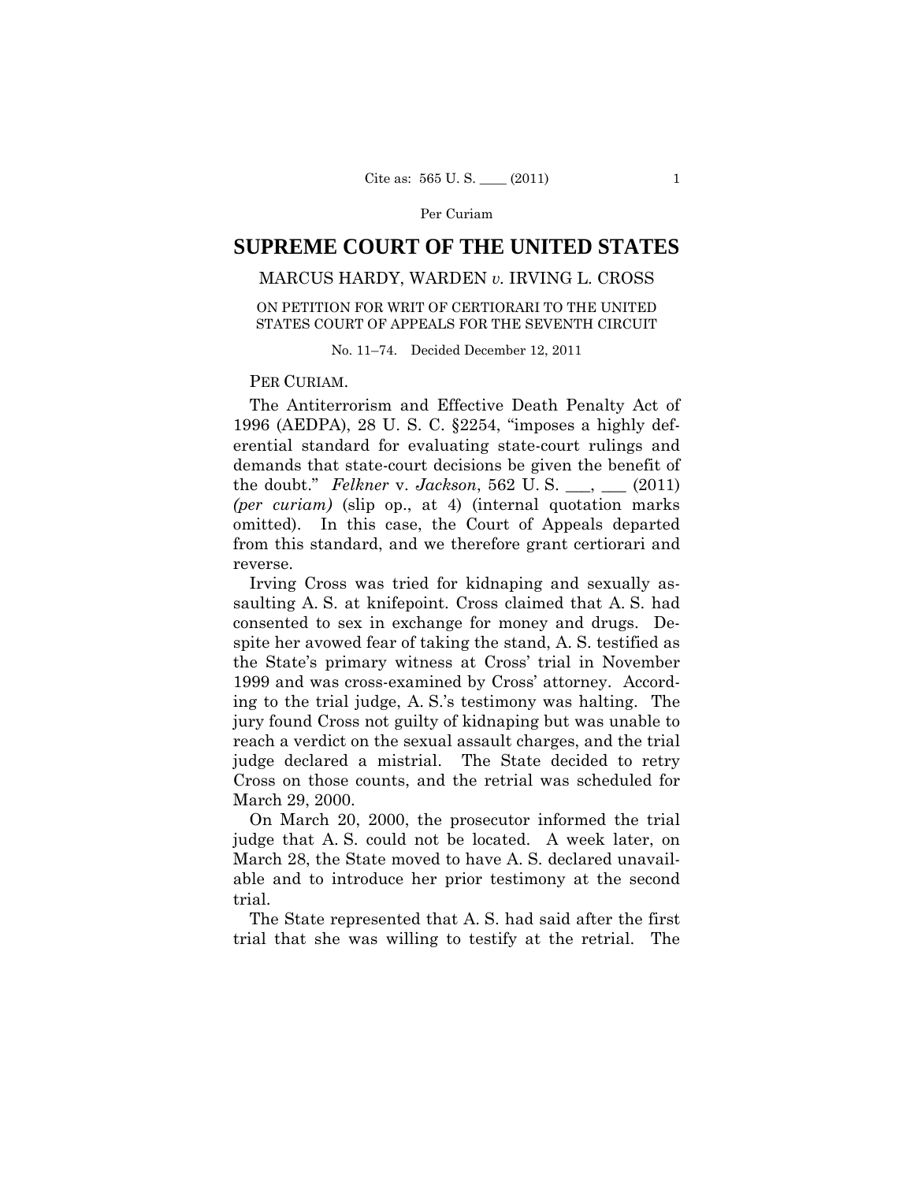Per Curiam

# SUPREME COURT OF THE UNITED STATES

## MARCUS HARDY, WARDEN *v.* IRVING L. CROSS

ON PETITION FOR WRIT OF CERTIORARI TO THE UNITED STATES COURT OF APPEALS FOR THE SEVENTH CIRCUIT

No. 11–74. Decided December 12, 2011

PER CURIAM.

The Antiterrorism and Effective Death Penalty Act of 1996 (AEDPA), 28 U. S. C. §2254, "imposes a highly deferential standard for evaluating state-court rulings and demands that state-court decisions be given the benefit of the doubt." *Felkner* v. *Jackson*, 562 U. S. \_\_\_, \_\_\_ (2011) *(per curiam)* (slip op., at 4) (internal quotation marks omitted). In this case, the Court of Appeals departed from this standard, and we therefore grant certiorari and reverse.

Irving Cross was tried for kidnaping and sexually assaulting A. S. at knifepoint. Cross claimed that A. S. had consented to sex in exchange for money and drugs. Despite her avowed fear of taking the stand, A. S. testified as the State's primary witness at Cross' trial in November 1999 and was cross-examined by Cross' attorney. According to the trial judge, A. S.'s testimony was halting. The jury found Cross not guilty of kidnaping but was unable to reach a verdict on the sexual assault charges, and the trial judge declared a mistrial. The State decided to retry Cross on those counts, and the retrial was scheduled for March 29, 2000.

On March 20, 2000, the prosecutor informed the trial judge that A. S. could not be located. A week later, on March 28, the State moved to have A. S. declared unavailable and to introduce her prior testimony at the second trial.

The State represented that A. S. had said after the first trial that she was willing to testify at the retrial. The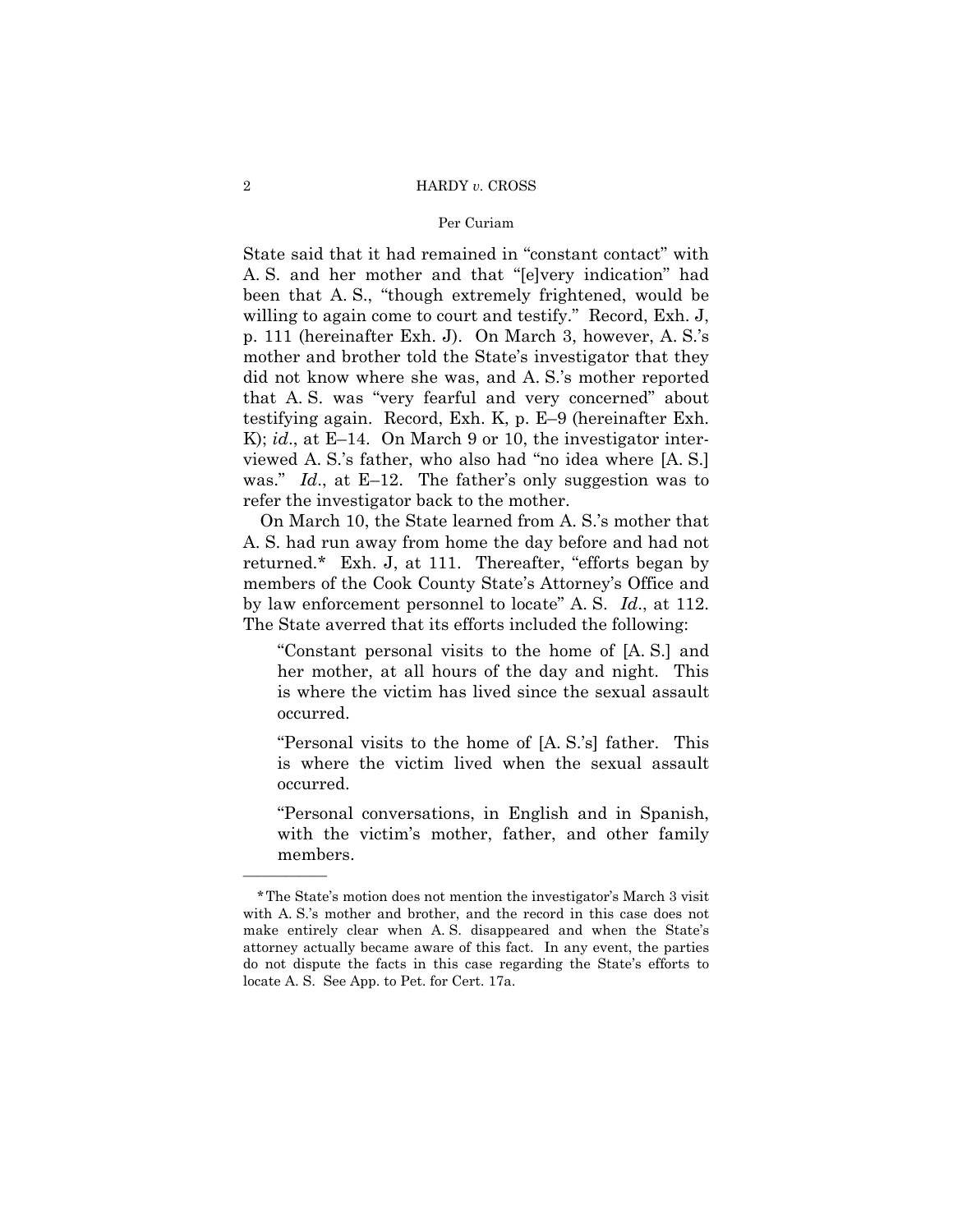State said that it had remained in "constant contact" with A. S. and her mother and that "[e]very indication" had been that A. S., "though extremely frightened, would be willing to again come to court and testify." Record, Exh. J, p. 111 (hereinafter Exh. J). On March 3, however, A. S.'s mother and brother told the State's investigator that they did not know where she was, and A. S.'s mother reported that A. S. was "very fearful and very concerned" about testifying again. Record, Exh. K, p. E–9 (hereinafter Exh. K); *id*., at E–14. On March 9 or 10, the investigator interviewed A. S.'s father, who also had "no idea where [A. S.] was." *Id*., at E–12. The father's only suggestion was to refer the investigator back to the mother.

On March 10, the State learned from A. S.'s mother that A. S. had run away from home the day before and had not returned.* Exh. J, at 111. Thereafter, "efforts began by members of the Cook County State's Attorney's Office and by law enforcement personnel to locate" A. S. *Id*., at 112. The State averred that its efforts included the following:

> "Constant personal visits to the home of [A. S.] and her mother, at all hours of the day and night. This is where the victim has lived since the sexual assault occurred.
>
> "Personal visits to the home of [A. S.'s] father. This is where the victim lived when the sexual assault occurred.
>
> "Personal conversations, in English and in Spanish, with the victim's mother, father, and other family members.

---

*The State's motion does not mention the investigator's March 3 visit with A. S.'s mother and brother, and the record in this case does not make entirely clear when A. S. disappeared and when the State's attorney actually became aware of this fact. In any event, the parties do not dispute the facts in this case regarding the State's efforts to locate A. S. See App. to Pet. for Cert. 17a.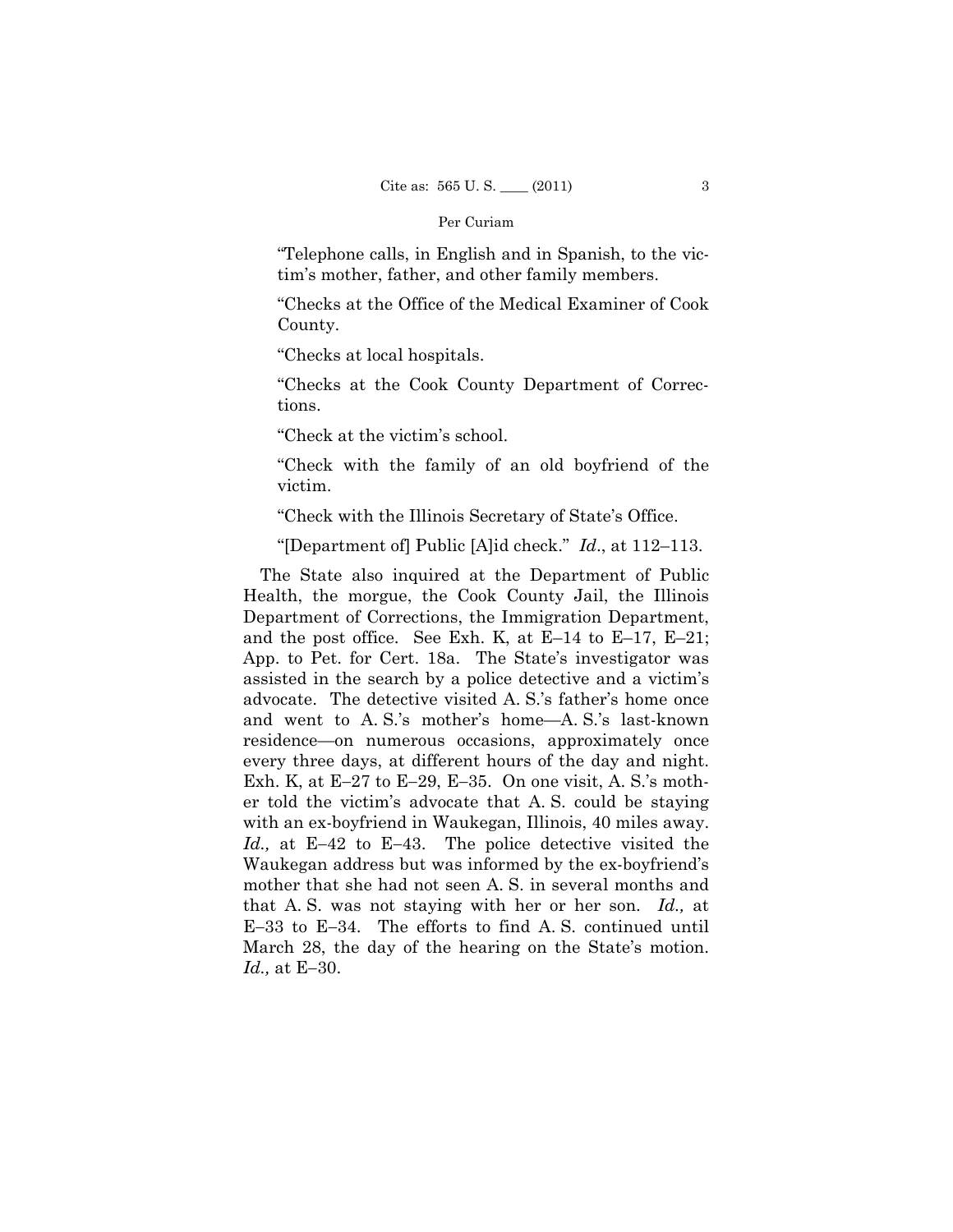"Telephone calls, in English and in Spanish, to the victim's mother, father, and other family members.

"Checks at the Office of the Medical Examiner of Cook County.

"Checks at local hospitals.

"Checks at the Cook County Department of Corrections.

"Check at the victim's school.

"Check with the family of an old boyfriend of the victim.

"Check with the Illinois Secretary of State's Office.

"[Department of] Public [A]id check." *Id*., at 112–113.

The State also inquired at the Department of Public Health, the morgue, the Cook County Jail, the Illinois Department of Corrections, the Immigration Department, and the post office. See Exh. K, at E–14 to E–17, E–21; App. to Pet. for Cert. 18a. The State's investigator was assisted in the search by a police detective and a victim's advocate. The detective visited A. S.'s father's home once and went to A. S.'s mother's home—A. S.'s last-known residence—on numerous occasions, approximately once every three days, at different hours of the day and night. Exh. K, at E–27 to E–29, E–35. On one visit, A. S.'s mother told the victim's advocate that A. S. could be staying with an ex-boyfriend in Waukegan, Illinois, 40 miles away. *Id.,* at E–42 to E–43. The police detective visited the Waukegan address but was informed by the ex-boyfriend's mother that she had not seen A. S. in several months and that A. S. was not staying with her or her son. *Id.,* at E–33 to E–34. The efforts to find A. S. continued until March 28, the day of the hearing on the State's motion. *Id.,* at E–30.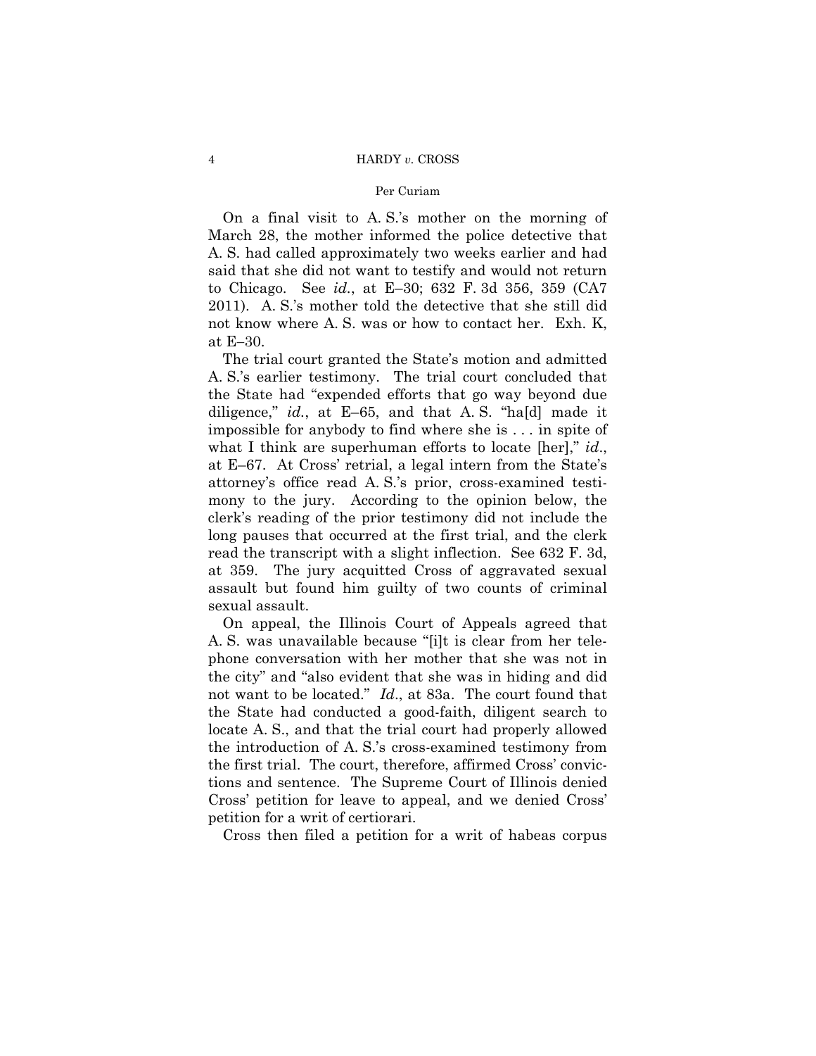On a final visit to A. S.'s mother on the morning of March 28, the mother informed the police detective that A. S. had called approximately two weeks earlier and had said that she did not want to testify and would not return to Chicago. See *id.*, at E–30; 632 F. 3d 356, 359 (CA7 2011). A. S.'s mother told the detective that she still did not know where A. S. was or how to contact her. Exh. K, at E–30.

The trial court granted the State's motion and admitted A. S.'s earlier testimony. The trial court concluded that the State had "expended efforts that go way beyond due diligence," *id.*, at E–65, and that A. S. "ha[d] made it impossible for anybody to find where she is . . . in spite of what I think are superhuman efforts to locate [her]," *id.*, at E–67. At Cross' retrial, a legal intern from the State's attorney's office read A. S.'s prior, cross-examined testimony to the jury. According to the opinion below, the clerk's reading of the prior testimony did not include the long pauses that occurred at the first trial, and the clerk read the transcript with a slight inflection. See 632 F. 3d, at 359. The jury acquitted Cross of aggravated sexual assault but found him guilty of two counts of criminal sexual assault.

On appeal, the Illinois Court of Appeals agreed that A. S. was unavailable because "[i]t is clear from her telephone conversation with her mother that she was not in the city" and "also evident that she was in hiding and did not want to be located." *Id*., at 83a. The court found that the State had conducted a good-faith, diligent search to locate A. S., and that the trial court had properly allowed the introduction of A. S.'s cross-examined testimony from the first trial. The court, therefore, affirmed Cross' convictions and sentence. The Supreme Court of Illinois denied Cross' petition for leave to appeal, and we denied Cross' petition for a writ of certiorari.

Cross then filed a petition for a writ of habeas corpus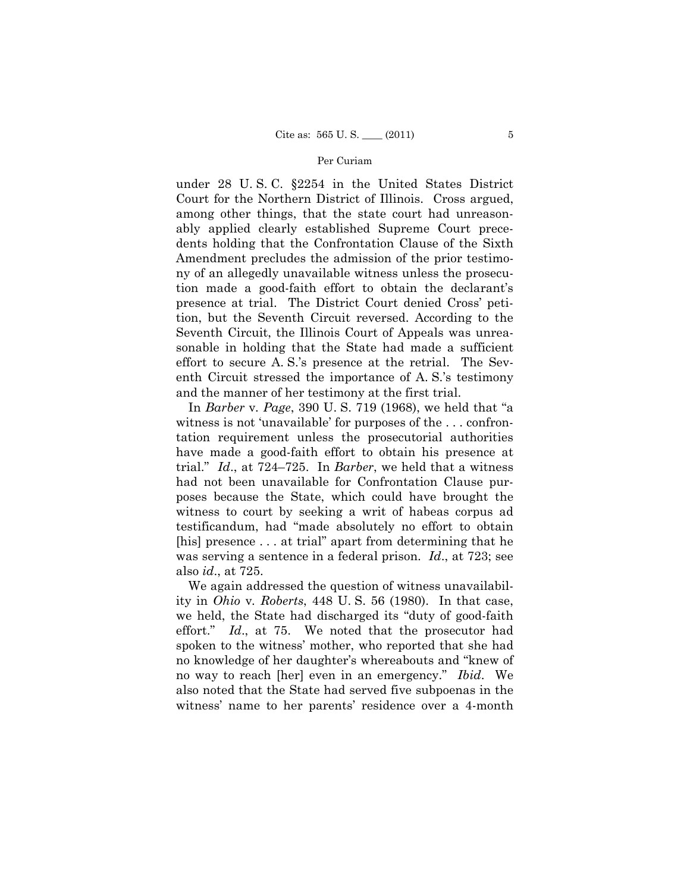under 28 U. S. C. §2254 in the United States District Court for the Northern District of Illinois. Cross argued, among other things, that the state court had unreasonably applied clearly established Supreme Court precedents holding that the Confrontation Clause of the Sixth Amendment precludes the admission of the prior testimony of an allegedly unavailable witness unless the prosecution made a good-faith effort to obtain the declarant's presence at trial. The District Court denied Cross' petition, but the Seventh Circuit reversed. According to the Seventh Circuit, the Illinois Court of Appeals was unreasonable in holding that the State had made a sufficient effort to secure A. S.'s presence at the retrial. The Seventh Circuit stressed the importance of A. S.'s testimony and the manner of her testimony at the first trial.

In *Barber* v. *Page*, 390 U. S. 719 (1968), we held that "a witness is not 'unavailable' for purposes of the . . . confrontation requirement unless the prosecutorial authorities have made a good-faith effort to obtain his presence at trial." *Id*., at 724–725. In *Barber*, we held that a witness had not been unavailable for Confrontation Clause purposes because the State, which could have brought the witness to court by seeking a writ of habeas corpus ad testificandum, had "made absolutely no effort to obtain [his] presence . . . at trial" apart from determining that he was serving a sentence in a federal prison. *Id*., at 723; see also *id*., at 725.

We again addressed the question of witness unavailability in *Ohio* v. *Roberts*, 448 U. S. 56 (1980). In that case, we held, the State had discharged its "duty of good-faith effort." *Id*., at 75. We noted that the prosecutor had spoken to the witness' mother, who reported that she had no knowledge of her daughter's whereabouts and "knew of no way to reach [her] even in an emergency." *Ibid*. We also noted that the State had served five subpoenas in the witness' name to her parents' residence over a 4-month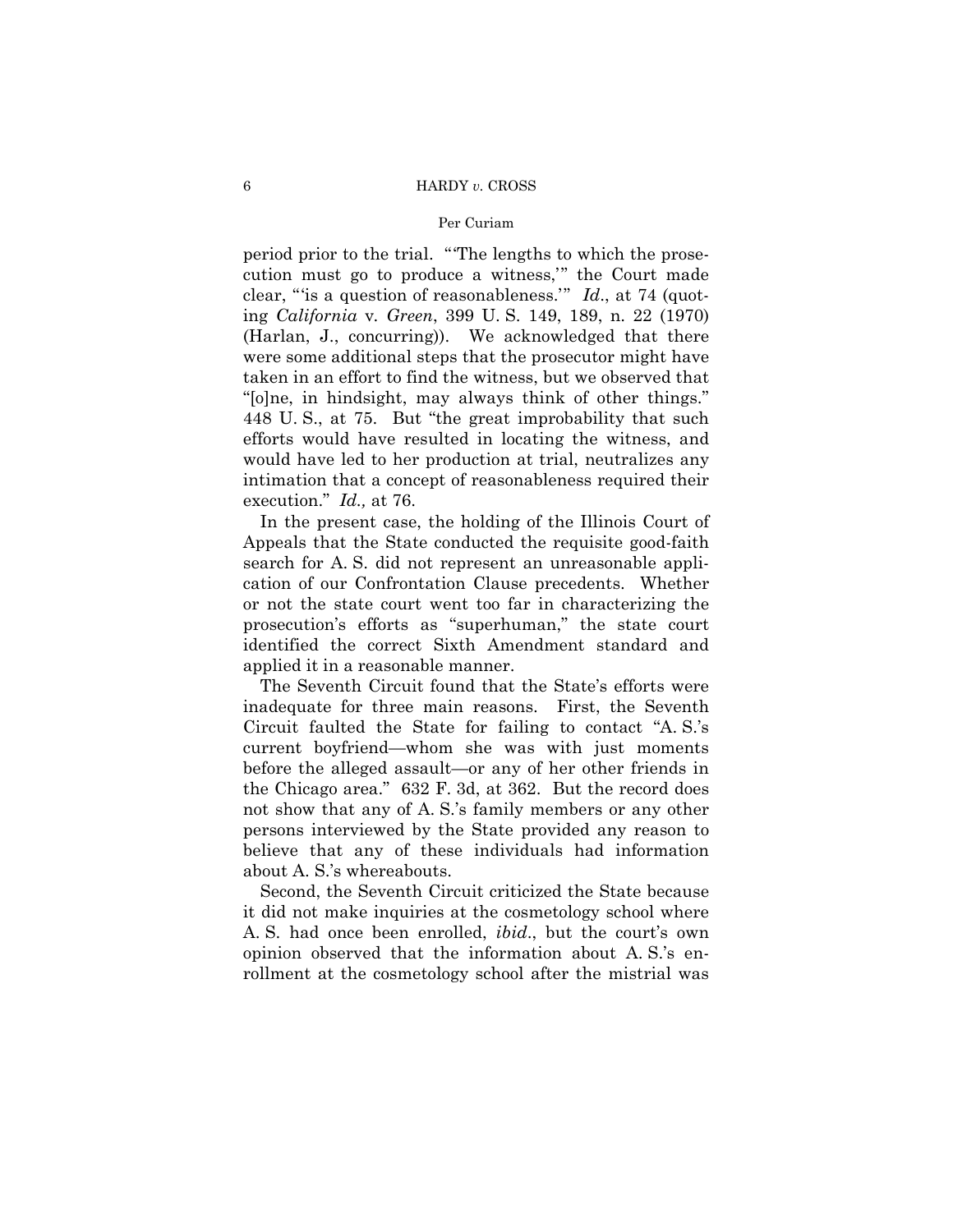period prior to the trial. "'The lengths to which the prosecution must go to produce a witness,'" the Court made clear, "'is a question of reasonableness.'" *Id*., at 74 (quoting *California* v. *Green*, 399 U. S. 149, 189, n. 22 (1970) (Harlan, J., concurring)). We acknowledged that there were some additional steps that the prosecutor might have taken in an effort to find the witness, but we observed that "[o]ne, in hindsight, may always think of other things." 448 U. S., at 75. But "the great improbability that such efforts would have resulted in locating the witness, and would have led to her production at trial, neutralizes any intimation that a concept of reasonableness required their execution." *Id.,* at 76.

In the present case, the holding of the Illinois Court of Appeals that the State conducted the requisite good-faith search for A. S. did not represent an unreasonable application of our Confrontation Clause precedents. Whether or not the state court went too far in characterizing the prosecution's efforts as "superhuman," the state court identified the correct Sixth Amendment standard and applied it in a reasonable manner.

The Seventh Circuit found that the State's efforts were inadequate for three main reasons. First, the Seventh Circuit faulted the State for failing to contact "A. S.'s current boyfriend—whom she was with just moments before the alleged assault—or any of her other friends in the Chicago area." 632 F. 3d, at 362. But the record does not show that any of A. S.'s family members or any other persons interviewed by the State provided any reason to believe that any of these individuals had information about A. S.'s whereabouts.

Second, the Seventh Circuit criticized the State because it did not make inquiries at the cosmetology school where A. S. had once been enrolled, *ibid*., but the court's own opinion observed that the information about A. S.'s enrollment at the cosmetology school after the mistrial was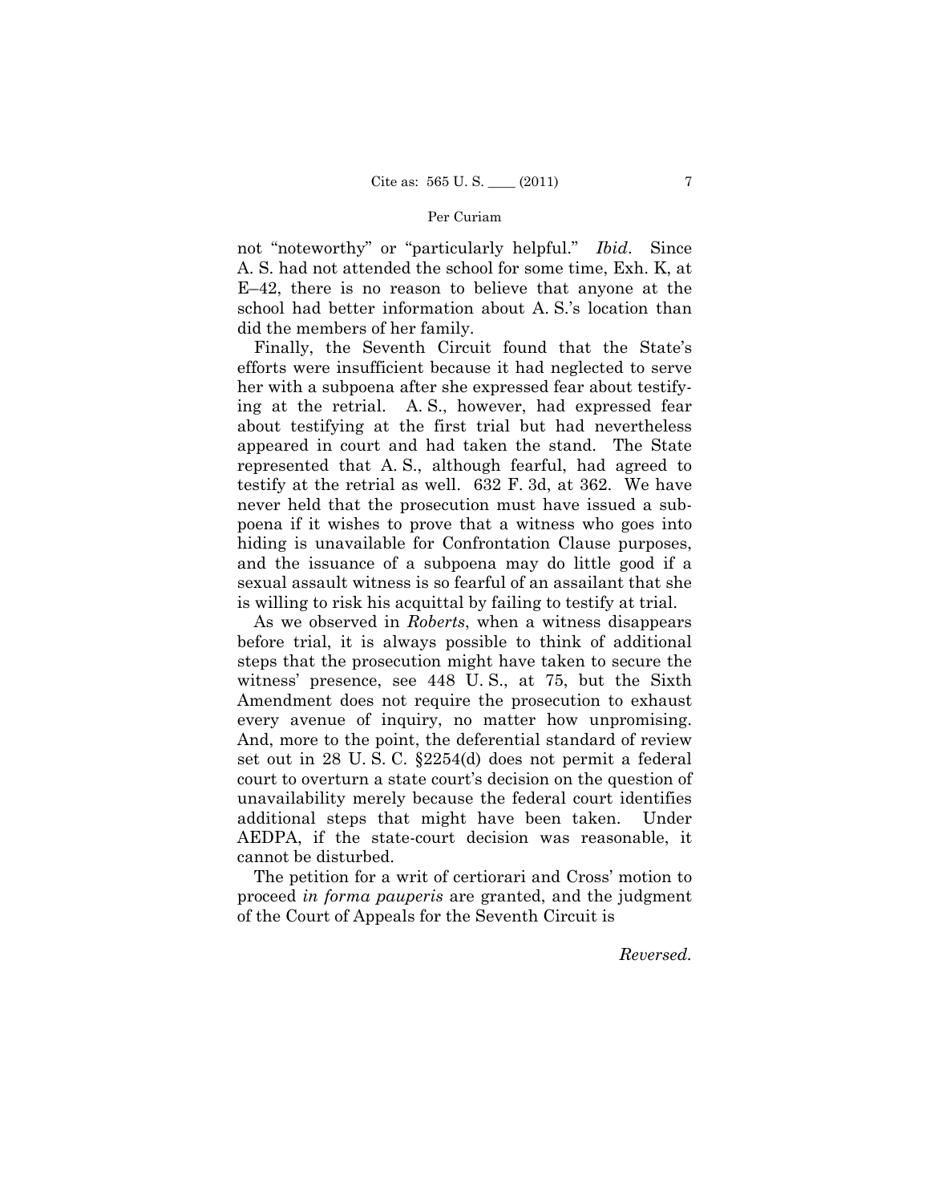not "noteworthy" or "particularly helpful." *Ibid*. Since A. S. had not attended the school for some time, Exh. K, at E–42, there is no reason to believe that anyone at the school had better information about A. S.'s location than did the members of her family.

Finally, the Seventh Circuit found that the State's efforts were insufficient because it had neglected to serve her with a subpoena after she expressed fear about testifying at the retrial. A. S., however, had expressed fear about testifying at the first trial but had nevertheless appeared in court and had taken the stand. The State represented that A. S., although fearful, had agreed to testify at the retrial as well. 632 F. 3d, at 362. We have never held that the prosecution must have issued a subpoena if it wishes to prove that a witness who goes into hiding is unavailable for Confrontation Clause purposes, and the issuance of a subpoena may do little good if a sexual assault witness is so fearful of an assailant that she is willing to risk his acquittal by failing to testify at trial.

As we observed in *Roberts*, when a witness disappears before trial, it is always possible to think of additional steps that the prosecution might have taken to secure the witness' presence, see 448 U. S., at 75, but the Sixth Amendment does not require the prosecution to exhaust every avenue of inquiry, no matter how unpromising. And, more to the point, the deferential standard of review set out in 28 U. S. C. §2254(d) does not permit a federal court to overturn a state court's decision on the question of unavailability merely because the federal court identifies additional steps that might have been taken. Under AEDPA, if the state-court decision was reasonable, it cannot be disturbed.

The petition for a writ of certiorari and Cross' motion to proceed *in forma pauperis* are granted, and the judgment of the Court of Appeals for the Seventh Circuit is

*Reversed.*